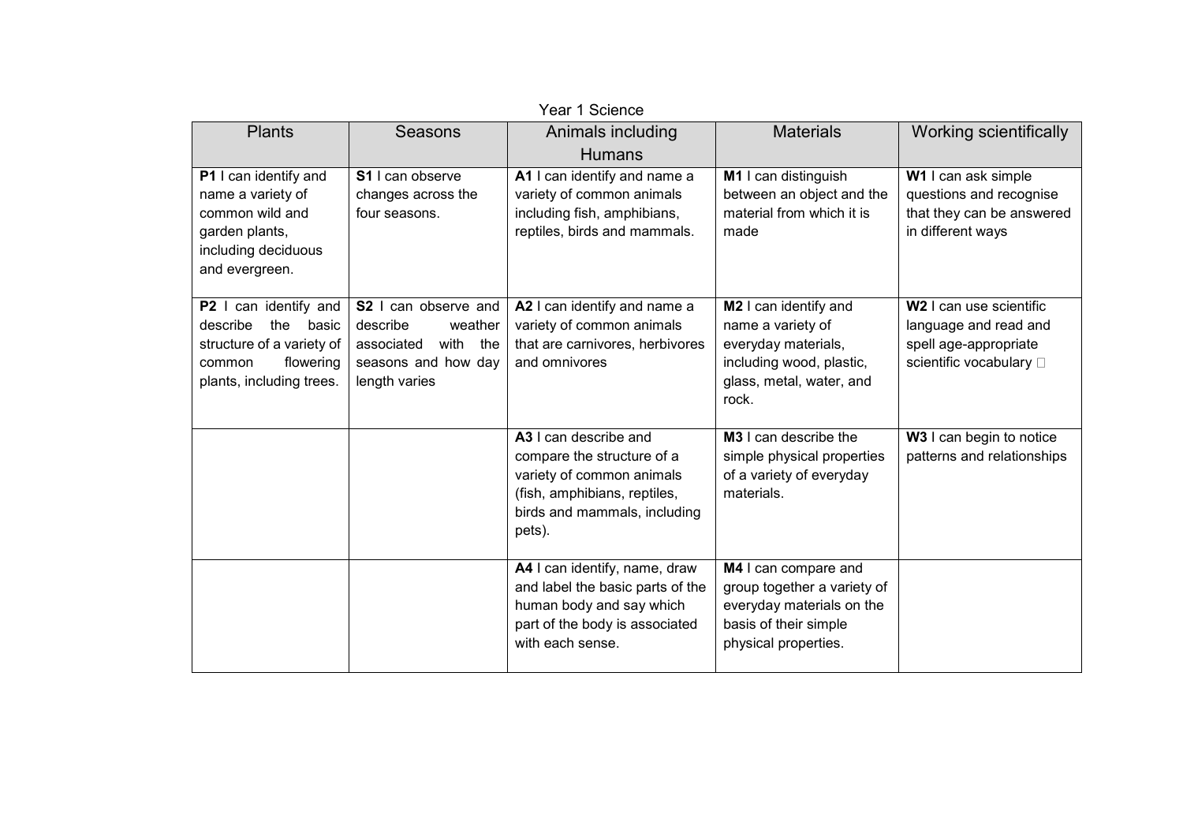Year 1 Science

| Plants | Seasons | Animals including Humans | Materials | Working scientifically |
|---|---|---|---|---|
| **P1** I can identify and name a variety of common wild and garden plants, including deciduous and evergreen. | **S1** I can observe changes across the four seasons. | **A1** I can identify and name a variety of common animals including fish, amphibians, reptiles, birds and mammals. | **M1** I can distinguish between an object and the material from which it is made | **W1** I can ask simple questions and recognise that they can be answered in different ways |
| **P2** I can identify and describe the basic structure of a variety of common flowering plants, including trees. | **S2** I can observe and describe weather associated with the seasons and how day length varies | **A2** I can identify and name a variety of common animals that are carnivores, herbivores and omnivores | **M2** I can identify and name a variety of everyday materials, including wood, plastic, glass, metal, water, and rock. | **W2** I can use scientific language and read and spell age-appropriate scientific vocabulary |
| | | **A3** I can describe and compare the structure of a variety of common animals (fish, amphibians, reptiles, birds and mammals, including pets). | **M3** I can describe the simple physical properties of a variety of everyday materials. | **W3** I can begin to notice patterns and relationships |
| | | **A4** I can identify, name, draw and label the basic parts of the human body and say which part of the body is associated with each sense. | **M4** I can compare and group together a variety of everyday materials on the basis of their simple physical properties. | |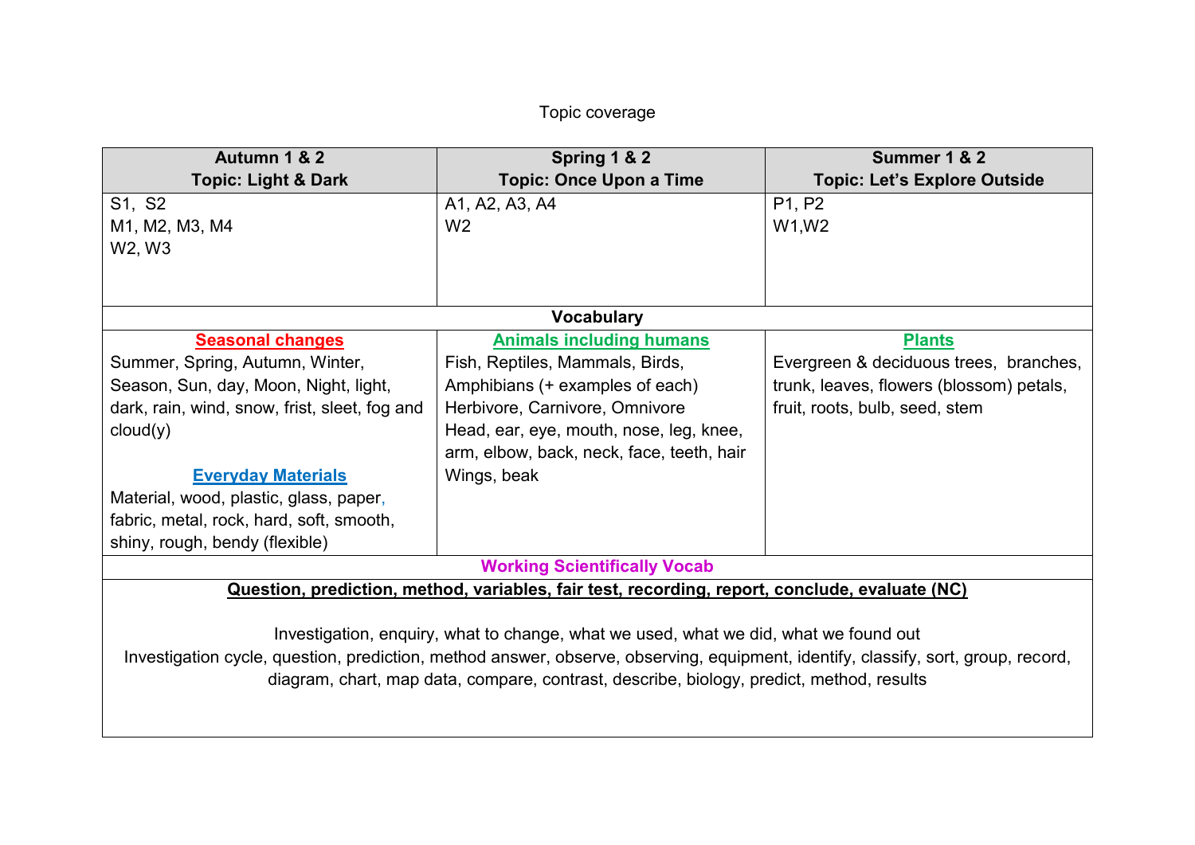Topic coverage

| Autumn 1 & 2<br>**Topic: Light & Dark** | Spring 1 & 2<br>**Topic: Once Upon a Time** | Summer 1 & 2<br>**Topic: Let's Explore Outside** |
|---|---|---|
| S1, S2<br>M1, M2, M3, M4<br>W2, W3 | A1, A2, A3, A4<br>W2 | P1, P2<br>W1,W2 |
| **Vocabulary** | | |
| **Seasonal changes**<br>Summer, Spring, Autumn, Winter, Season, Sun, day, Moon, Night, light, dark, rain, wind, snow, frist, sleet, fog and cloud(y)<br><br>**Everyday Materials**<br>Material, wood, plastic, glass, paper, fabric, metal, rock, hard, soft, smooth, shiny, rough, bendy (flexible) | **Animals including humans**<br>Fish, Reptiles, Mammals, Birds, Amphibians (+ examples of each)<br>Herbivore, Carnivore, Omnivore<br>Head, ear, eye, mouth, nose, leg, knee, arm, elbow, back, neck, face, teeth, hair<br>Wings, beak | **Plants**<br>Evergreen & deciduous trees, branches, trunk, leaves, flowers (blossom) petals, fruit, roots, bulb, seed, stem |
| **Working Scientifically Vocab** | | |
| **Question, prediction, method, variables, fair test, recording, report, conclude, evaluate (NC)**<br><br>Investigation, enquiry, what to change, what we used, what we did, what we found out<br>Investigation cycle, question, prediction, method answer, observe, observing, equipment, identify, classify, sort, group, record, diagram, chart, map data, compare, contrast, describe, biology, predict, method, results | | |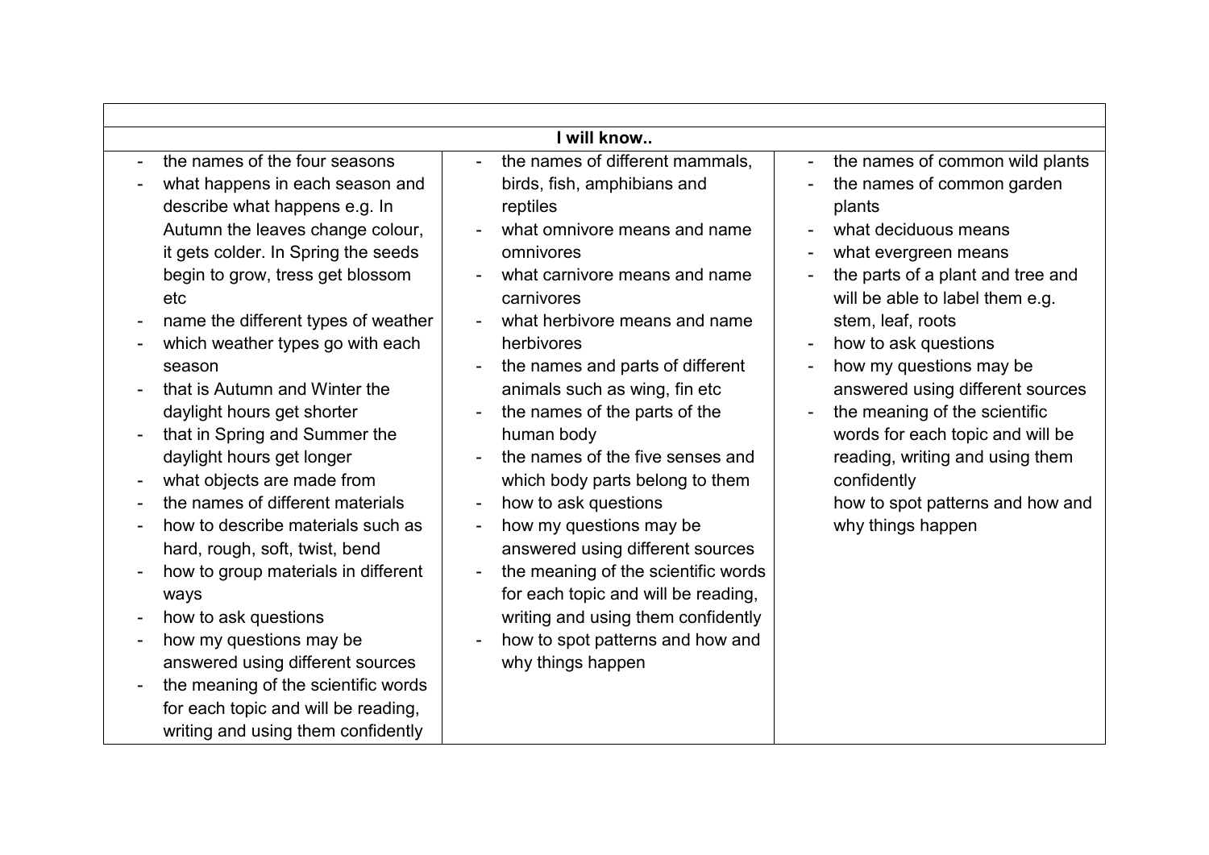| | | |
|---|---|---|
| **I will know..** | | |
| - the names of the four seasons<br>- what happens in each season and describe what happens e.g. In Autumn the leaves change colour, it gets colder. In Spring the seeds begin to grow, tress get blossom etc<br>- name the different types of weather<br>- which weather types go with each season<br>- that is Autumn and Winter the daylight hours get shorter<br>- that in Spring and Summer the daylight hours get longer<br>- what objects are made from<br>- the names of different materials<br>- how to describe materials such as hard, rough, soft, twist, bend<br>- how to group materials in different ways<br>- how to ask questions<br>- how my questions may be answered using different sources<br>- the meaning of the scientific words for each topic and will be reading, writing and using them confidently | - the names of different mammals, birds, fish, amphibians and reptiles<br>- what omnivore means and name omnivores<br>- what carnivore means and name carnivores<br>- what herbivore means and name herbivores<br>- the names and parts of different animals such as wing, fin etc<br>- the names of the parts of the human body<br>- the names of the five senses and which body parts belong to them<br>- how to ask questions<br>- how my questions may be answered using different sources<br>- the meaning of the scientific words for each topic and will be reading, writing and using them confidently<br>- how to spot patterns and how and why things happen | - the names of common wild plants<br>- the names of common garden plants<br>- what deciduous means<br>- what evergreen means<br>- the parts of a plant and tree and will be able to label them e.g. stem, leaf, roots<br>- how to ask questions<br>- how my questions may be answered using different sources<br>- the meaning of the scientific words for each topic and will be reading, writing and using them confidently<br>how to spot patterns and how and why things happen |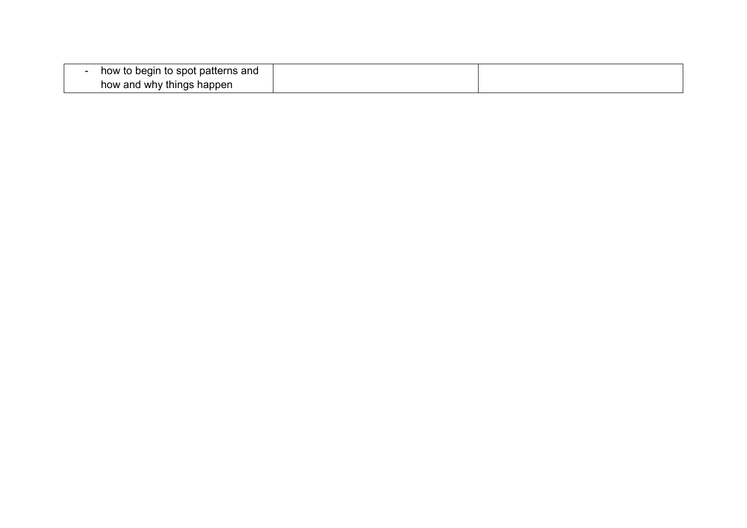| | | |
|---|---|---|
| - how to begin to spot patterns and how and why things happen | | |